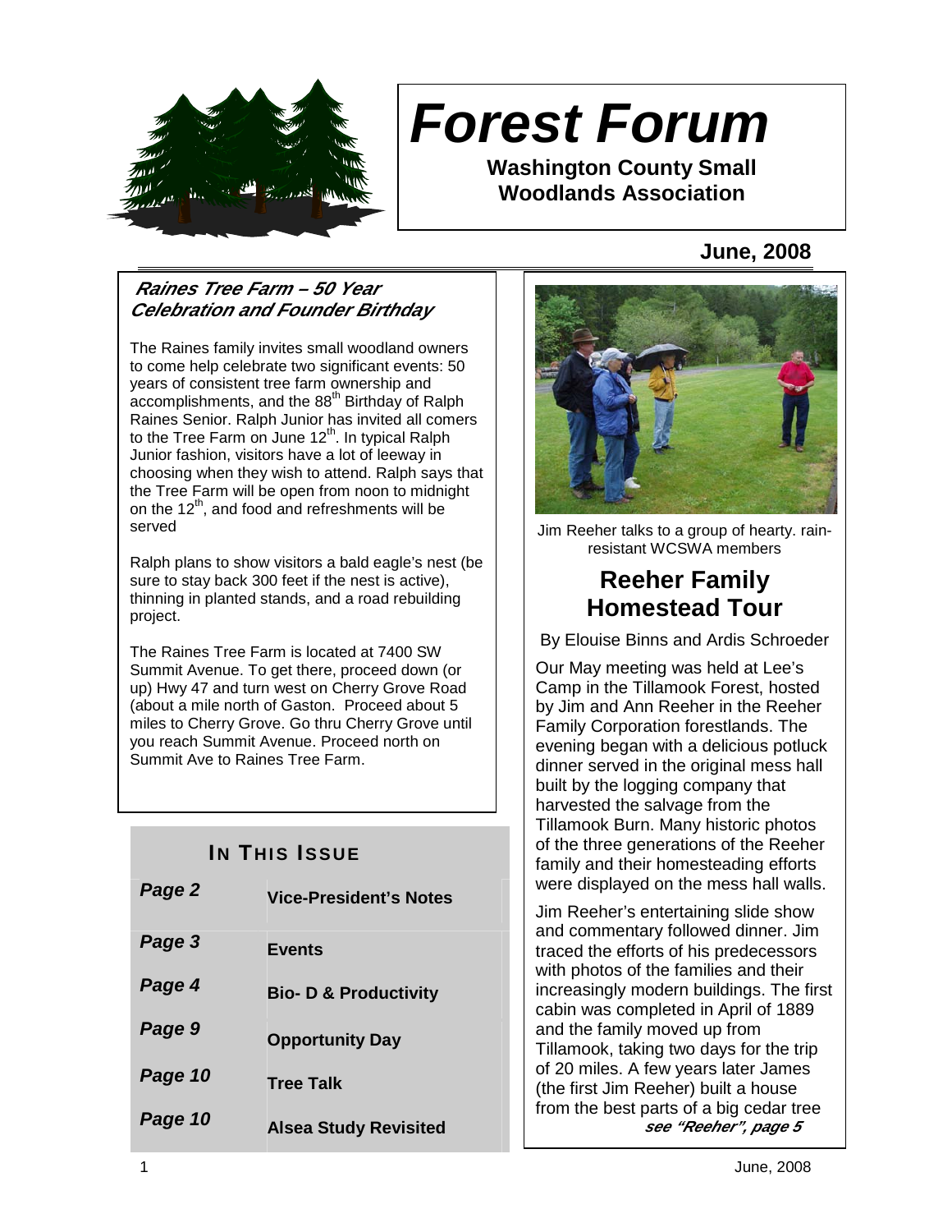# Forest Forum

**Washington County Small Woodlands Association**

**June, 2008**

### *Raines Tree Farm – 50 Year Celebration and Founder Birthday*

The Raines family invites small woodland owners to come help celebrate two significant events: 50 years of consistent tree farm ownership and accomplishments, and the 88th Birthday of Ralph Raines Senior. Ralph Junior has invited all comers to the Tree Farm on June 12th. In typical Ralph Junior fashion, visitors have a lot of leeway in choosing when they wish to attend. Ralph says that the Tree Farm will be open from noon to midnight on the 12th, and food and refreshments will be served

Ralph plans to show visitors a bald eagle's nest (be sure to stay back 300 feet if the nest is active), thinning in planted stands, and a road rebuilding project.

The Raines Tree Farm is located at 7400 SW Summit Avenue. To get there, proceed down (or up) Hwy 47 and turn west on Cherry Grove Road (about a mile north of Gaston. Proceed about 5 miles to Cherry Grove. Go thru Cherry Grove until you reach Summit Avenue. Proceed north on Summit Ave to Raines Tree Farm.

### In This Issue

| | |
|---|---|
| ***Page 2*** | **Vice-President's Notes** |
| ***Page 3*** | **Events** |
| ***Page 4*** | **Bio- D & Productivity** |
| ***Page 9*** | **Opportunity Day** |
| ***Page 10*** | **Tree Talk** |
| ***Page 10*** | **Alsea Study Revisited** |

Jim Reeher talks to a group of hearty. rain-resistant WCSWA members

## Reeher Family Homestead Tour

By Elouise Binns and Ardis Schroeder

Our May meeting was held at Lee's Camp in the Tillamook Forest, hosted by Jim and Ann Reeher in the Reeher Family Corporation forestlands. The evening began with a delicious potluck dinner served in the original mess hall built by the logging company that harvested the salvage from the Tillamook Burn. Many historic photos of the three generations of the Reeher family and their homesteading efforts were displayed on the mess hall walls.

Jim Reeher's entertaining slide show and commentary followed dinner. Jim traced the efforts of his predecessors with photos of the families and their increasingly modern buildings. The first cabin was completed in April of 1889 and the family moved up from Tillamook, taking two days for the trip of 20 miles. A few years later James (the first Jim Reeher) built a house from the best parts of a big cedar tree

*see "Reeher", page 5*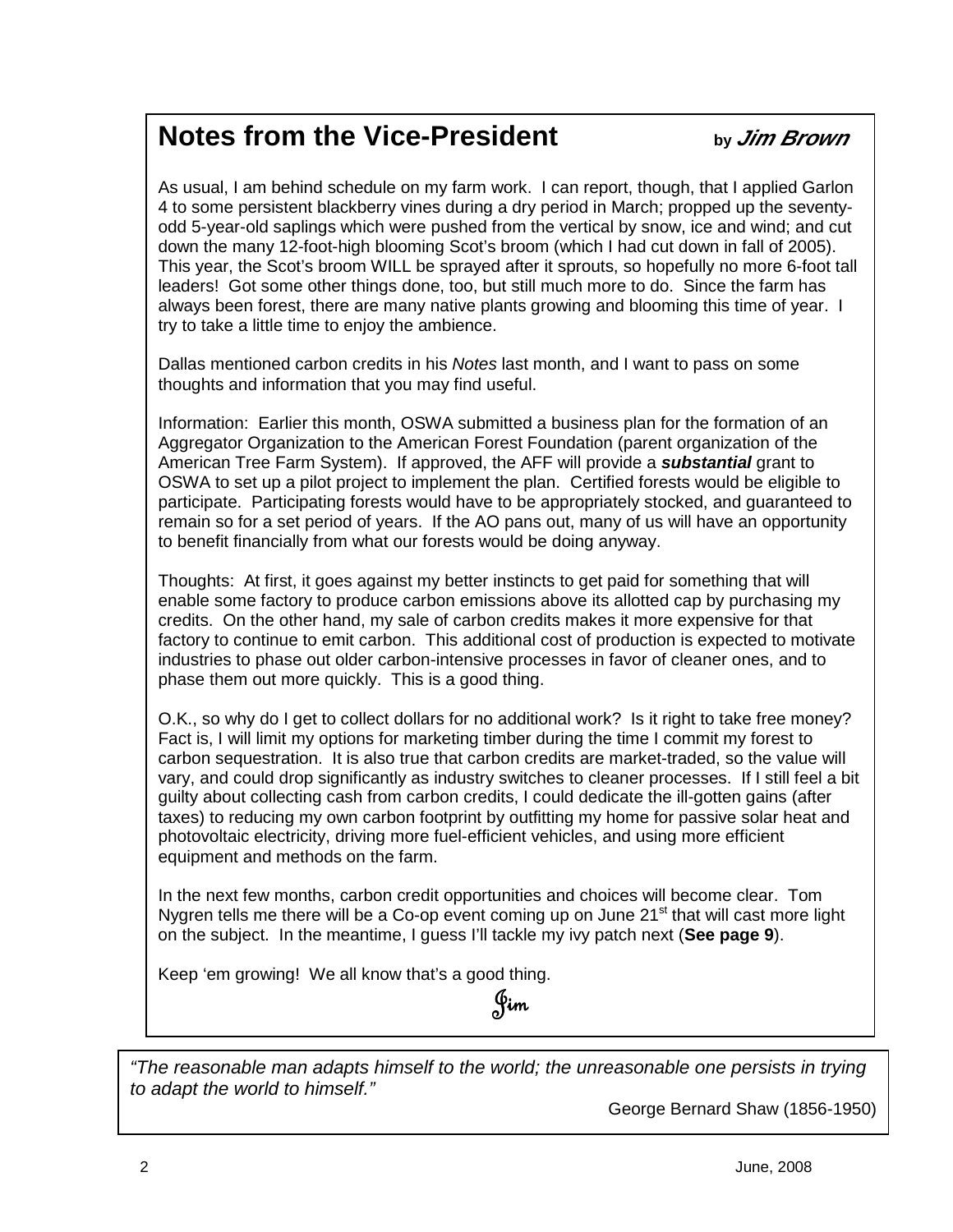## Notes from the Vice-President

by *Jim Brown*

As usual, I am behind schedule on my farm work. I can report, though, that I applied Garlon 4 to some persistent blackberry vines during a dry period in March; propped up the seventy-odd 5-year-old saplings which were pushed from the vertical by snow, ice and wind; and cut down the many 12-foot-high blooming Scot's broom (which I had cut down in fall of 2005). This year, the Scot's broom WILL be sprayed after it sprouts, so hopefully no more 6-foot tall leaders! Got some other things done, too, but still much more to do. Since the farm has always been forest, there are many native plants growing and blooming this time of year. I try to take a little time to enjoy the ambience.

Dallas mentioned carbon credits in his *Notes* last month, and I want to pass on some thoughts and information that you may find useful.

Information: Earlier this month, OSWA submitted a business plan for the formation of an Aggregator Organization to the American Forest Foundation (parent organization of the American Tree Farm System). If approved, the AFF will provide a ***substantial*** grant to OSWA to set up a pilot project to implement the plan. Certified forests would be eligible to participate. Participating forests would have to be appropriately stocked, and guaranteed to remain so for a set period of years. If the AO pans out, many of us will have an opportunity to benefit financially from what our forests would be doing anyway.

Thoughts: At first, it goes against my better instincts to get paid for something that will enable some factory to produce carbon emissions above its allotted cap by purchasing my credits. On the other hand, my sale of carbon credits makes it more expensive for that factory to continue to emit carbon. This additional cost of production is expected to motivate industries to phase out older carbon-intensive processes in favor of cleaner ones, and to phase them out more quickly. This is a good thing.

O.K., so why do I get to collect dollars for no additional work? Is it right to take free money? Fact is, I will limit my options for marketing timber during the time I commit my forest to carbon sequestration. It is also true that carbon credits are market-traded, so the value will vary, and could drop significantly as industry switches to cleaner processes. If I still feel a bit guilty about collecting cash from carbon credits, I could dedicate the ill-gotten gains (after taxes) to reducing my own carbon footprint by outfitting my home for passive solar heat and photovoltaic electricity, driving more fuel-efficient vehicles, and using more efficient equipment and methods on the farm.

In the next few months, carbon credit opportunities and choices will become clear. Tom Nygren tells me there will be a Co-op event coming up on June 21st that will cast more light on the subject. In the meantime, I guess I'll tackle my ivy patch next (**See page 9**).

Keep 'em growing! We all know that's a good thing.

Jim

---

*"The reasonable man adapts himself to the world; the unreasonable one persists in trying to adapt the world to himself."*

George Bernard Shaw (1856-1950)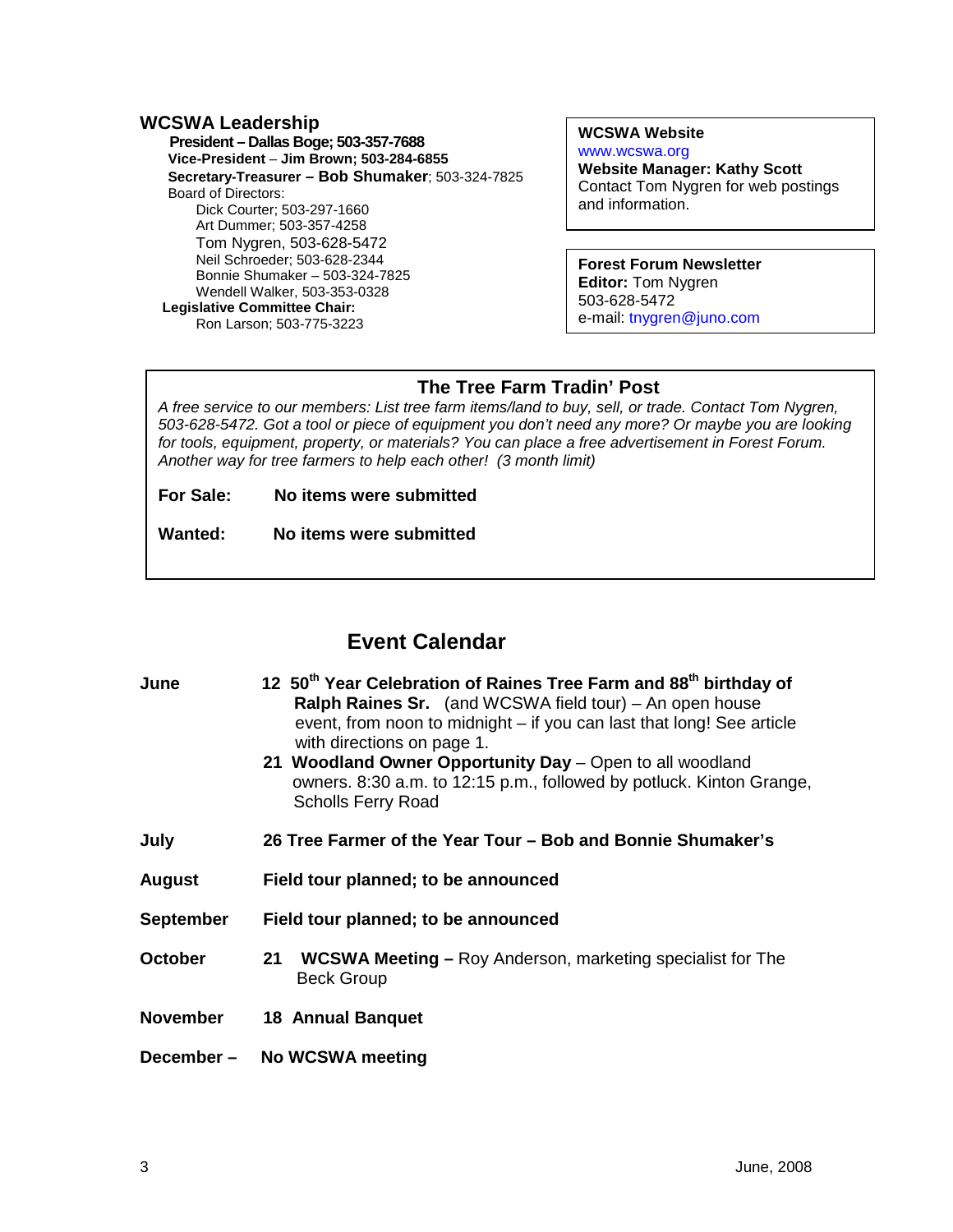## WCSWA Leadership

**President – Dallas Boge; 503-357-7688**
**Vice-President** – **Jim Brown; 503-284-6855**
**Secretary-Treasurer – Bob Shumaker**; 503-324-7825
Board of Directors:
- Dick Courter; 503-297-1660
- Art Dummer; 503-357-4258
- Tom Nygren, 503-628-5472
- Neil Schroeder; 503-628-2344
- Bonnie Shumaker – 503-324-7825
- Wendell Walker, 503-353-0328

**Legislative Committee Chair:**
Ron Larson; 503-775-3223

**WCSWA Website**
www.wcswa.org
**Website Manager: Kathy Scott**
Contact Tom Nygren for web postings and information.

**Forest Forum Newsletter**
**Editor:** Tom Nygren
503-628-5472
e-mail: tnygren@juno.com

### The Tree Farm Tradin' Post

*A free service to our members: List tree farm items/land to buy, sell, or trade. Contact Tom Nygren, 503-628-5472. Got a tool or piece of equipment you don't need any more? Or maybe you are looking for tools, equipment, property, or materials? You can place a free advertisement in Forest Forum. Another way for tree farmers to help each other! (3 month limit)*

**For Sale:** **No items were submitted**

**Wanted:** **No items were submitted**

## Event Calendar

**June**
- **12 50th Year Celebration of Raines Tree Farm and 88th birthday of Ralph Raines Sr.** (and WCSWA field tour) – An open house event, from noon to midnight – if you can last that long! See article with directions on page 1.
- **21 Woodland Owner Opportunity Day** – Open to all woodland owners. 8:30 a.m. to 12:15 p.m., followed by potluck. Kinton Grange, Scholls Ferry Road

**July** **26 Tree Farmer of the Year Tour – Bob and Bonnie Shumaker's**

**August** **Field tour planned; to be announced**

**September** **Field tour planned; to be announced**

**October** **21 WCSWA Meeting –** Roy Anderson, marketing specialist for The Beck Group

**November** **18 Annual Banquet**

**December – No WCSWA meeting**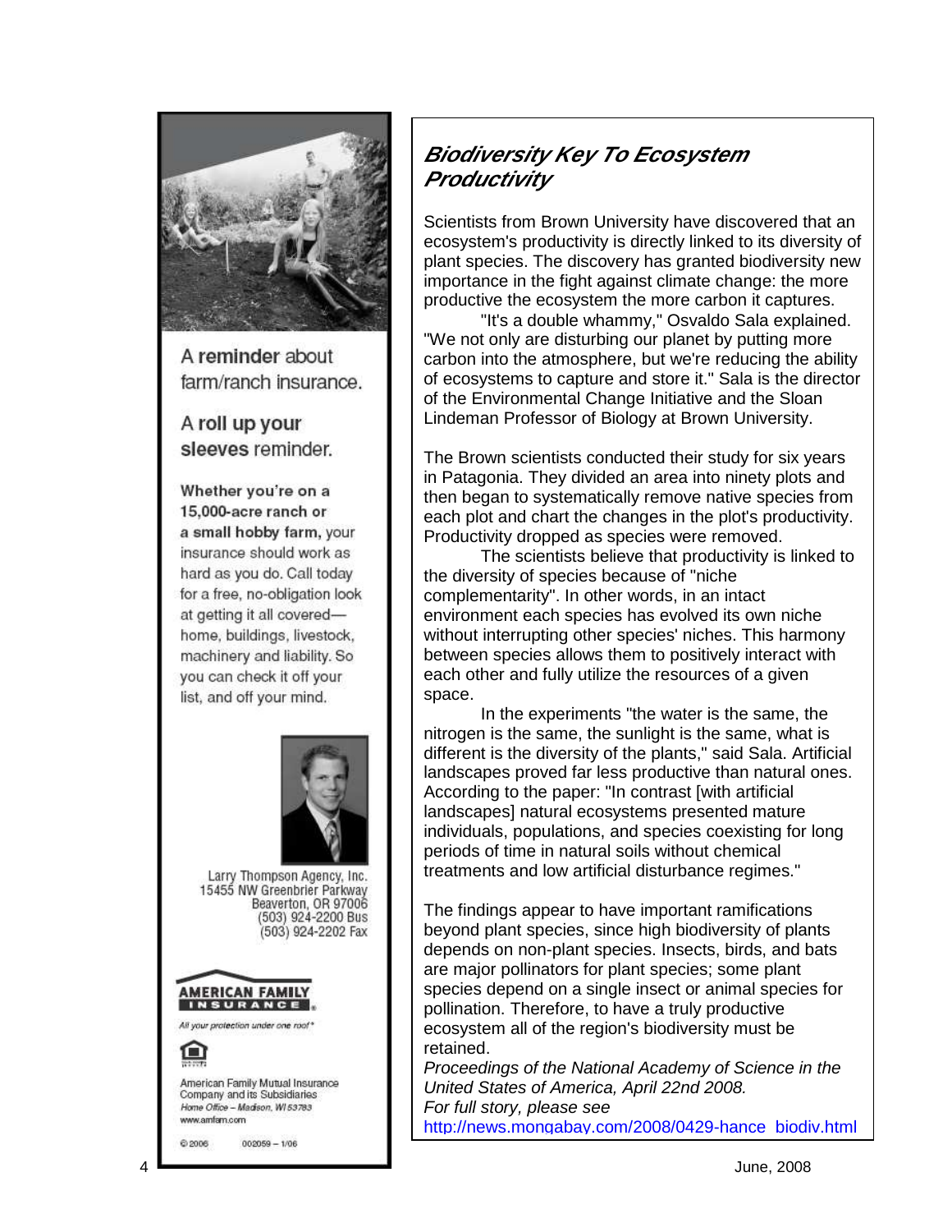A **reminder** about farm/ranch insurance.

A **roll up your sleeves** reminder.

**Whether you're on a 15,000-acre ranch or a small hobby farm,** your insurance should work as hard as you do. Call today for a free, no-obligation look at getting it all covered—home, buildings, livestock, machinery and liability. So you can check it off your list, and off your mind.

Larry Thompson Agency, Inc.
15455 NW Greenbrier Parkway
Beaverton, OR 97006
(503) 924-2200 Bus
(503) 924-2202 Fax

**AMERICAN FAMILY INSURANCE**

*All your protection under one roof®*

American Family Mutual Insurance Company and its Subsidiaries
*Home Office – Madison, WI 53783*
www.amfam.com

© 2006 002059 – 1/06

## *Biodiversity Key To Ecosystem Productivity*

Scientists from Brown University have discovered that an ecosystem's productivity is directly linked to its diversity of plant species. The discovery has granted biodiversity new importance in the fight against climate change: the more productive the ecosystem the more carbon it captures.

"It's a double whammy," Osvaldo Sala explained. "We not only are disturbing our planet by putting more carbon into the atmosphere, but we're reducing the ability of ecosystems to capture and store it." Sala is the director of the Environmental Change Initiative and the Sloan Lindeman Professor of Biology at Brown University.

The Brown scientists conducted their study for six years in Patagonia. They divided an area into ninety plots and then began to systematically remove native species from each plot and chart the changes in the plot's productivity. Productivity dropped as species were removed.

The scientists believe that productivity is linked to the diversity of species because of "niche complementarity". In other words, in an intact environment each species has evolved its own niche without interrupting other species' niches. This harmony between species allows them to positively interact with each other and fully utilize the resources of a given space.

In the experiments "the water is the same, the nitrogen is the same, the sunlight is the same, what is different is the diversity of the plants," said Sala. Artificial landscapes proved far less productive than natural ones. According to the paper: "In contrast [with artificial landscapes] natural ecosystems presented mature individuals, populations, and species coexisting for long periods of time in natural soils without chemical treatments and low artificial disturbance regimes."

The findings appear to have important ramifications beyond plant species, since high biodiversity of plants depends on non-plant species. Insects, birds, and bats are major pollinators for plant species; some plant species depend on a single insect or animal species for pollination. Therefore, to have a truly productive ecosystem all of the region's biodiversity must be retained.

*Proceedings of the National Academy of Science in the United States of America, April 22nd 2008.*
*For full story, please see*
http://news.mongabay.com/2008/0429-hance_biodiv.html

June, 2008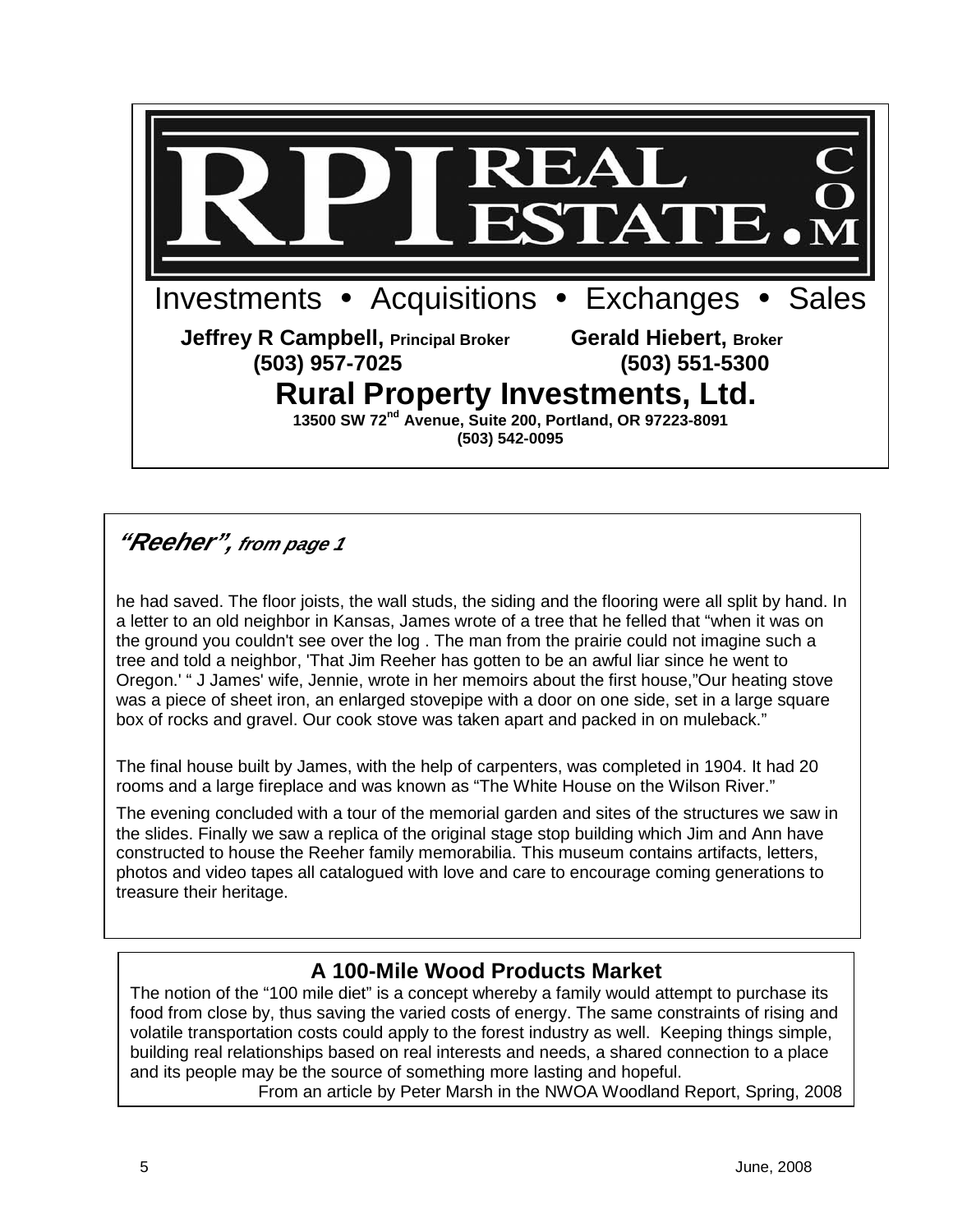# RPI REAL ESTATE.COM

Investments • Acquisitions • Exchanges • Sales

**Jeffrey R Campbell, Principal Broker**
**(503) 957-7025**

**Gerald Hiebert, Broker**
**(503) 551-5300**

## Rural Property Investments, Ltd.

**13500 SW 72nd Avenue, Suite 200, Portland, OR 97223-8091**
**(503) 542-0095**

---

### *"Reeher", from page 1*

he had saved. The floor joists, the wall studs, the siding and the flooring were all split by hand. In a letter to an old neighbor in Kansas, James wrote of a tree that he felled that "when it was on the ground you couldn't see over the log . The man from the prairie could not imagine such a tree and told a neighbor, 'That Jim Reeher has gotten to be an awful liar since he went to Oregon.' " J James' wife, Jennie, wrote in her memoirs about the first house,"Our heating stove was a piece of sheet iron, an enlarged stovepipe with a door on one side, set in a large square box of rocks and gravel. Our cook stove was taken apart and packed in on muleback."

The final house built by James, with the help of carpenters, was completed in 1904. It had 20 rooms and a large fireplace and was known as "The White House on the Wilson River."

The evening concluded with a tour of the memorial garden and sites of the structures we saw in the slides. Finally we saw a replica of the original stage stop building which Jim and Ann have constructed to house the Reeher family memorabilia. This museum contains artifacts, letters, photos and video tapes all catalogued with love and care to encourage coming generations to treasure their heritage.

---

## A 100-Mile Wood Products Market

The notion of the "100 mile diet" is a concept whereby a family would attempt to purchase its food from close by, thus saving the varied costs of energy. The same constraints of rising and volatile transportation costs could apply to the forest industry as well. Keeping things simple, building real relationships based on real interests and needs, a shared connection to a place and its people may be the source of something more lasting and hopeful.

From an article by Peter Marsh in the NWOA Woodland Report, Spring, 2008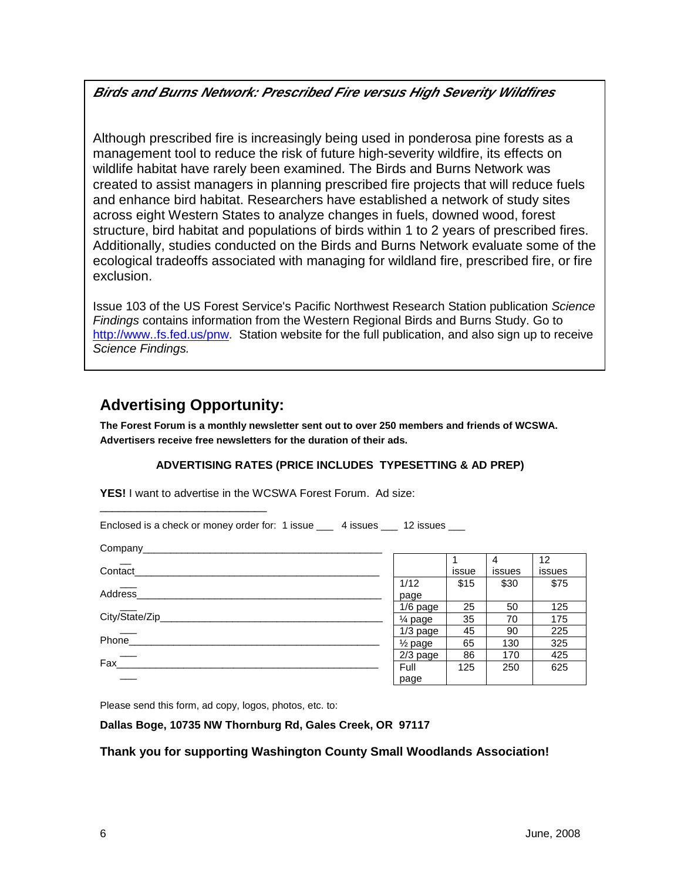***Birds and Burns Network: Prescribed Fire versus High Severity Wildfires***

Although prescribed fire is increasingly being used in ponderosa pine forests as a management tool to reduce the risk of future high-severity wildfire, its effects on wildlife habitat have rarely been examined. The Birds and Burns Network was created to assist managers in planning prescribed fire projects that will reduce fuels and enhance bird habitat. Researchers have established a network of study sites across eight Western States to analyze changes in fuels, downed wood, forest structure, bird habitat and populations of birds within 1 to 2 years of prescribed fires. Additionally, studies conducted on the Birds and Burns Network evaluate some of the ecological tradeoffs associated with managing for wildland fire, prescribed fire, or fire exclusion.

Issue 103 of the US Forest Service's Pacific Northwest Research Station publication *Science Findings* contains information from the Western Regional Birds and Burns Study. Go to http://www..fs.fed.us/pnw. Station website for the full publication, and also sign up to receive *Science Findings.*

## Advertising Opportunity:

**The Forest Forum is a monthly newsletter sent out to over 250 members and friends of WCSWA. Advertisers receive free newsletters for the duration of their ads.**

**ADVERTISING RATES (PRICE INCLUDES TYPESETTING & AD PREP)**

**YES!** I want to advertise in the WCSWA Forest Forum. Ad size: ___________________________

Enclosed is a check or money order for: 1 issue ___ 4 issues ___ 12 issues ___

Company_____________________________________________

Contact_____________________________________________

Address_____________________________________________

City/State/Zip_________________________________________

Phone_______________________________________________

Fax_________________________________________________

| | 1 issue | 4 issues | 12 issues |
|---|---|---|---|
| 1/12 page | $15 | $30 | $75 |
| 1/6 page | 25 | 50 | 125 |
| ¼ page | 35 | 70 | 175 |
| 1/3 page | 45 | 90 | 225 |
| ½ page | 65 | 130 | 325 |
| 2/3 page | 86 | 170 | 425 |
| Full page | 125 | 250 | 625 |

Please send this form, ad copy, logos, photos, etc. to:

**Dallas Boge, 10735 NW Thornburg Rd, Gales Creek, OR 97117**

**Thank you for supporting Washington County Small Woodlands Association!**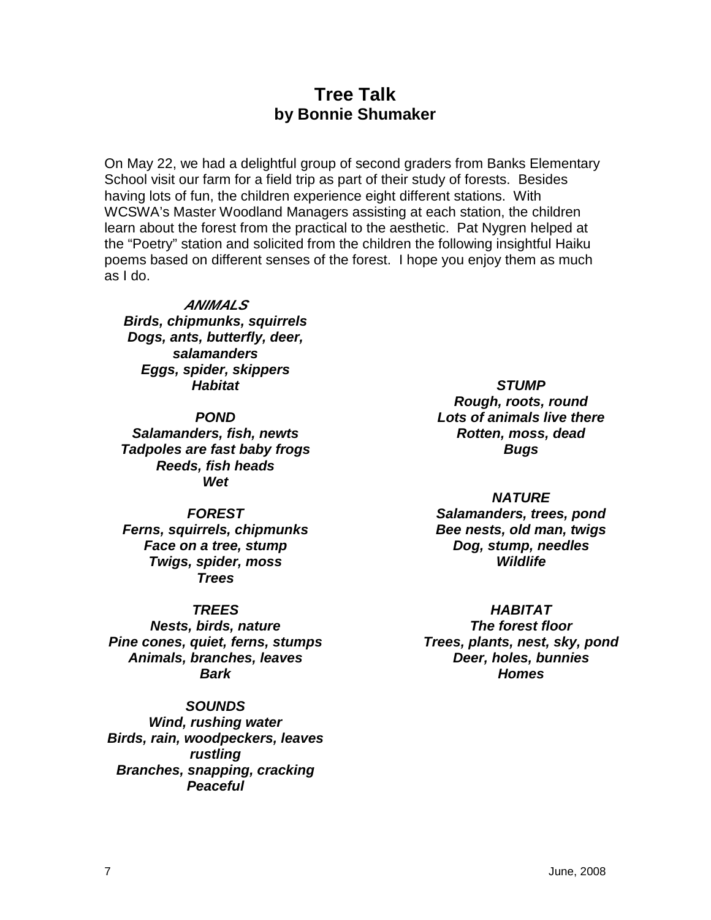## Tree Talk
### by Bonnie Shumaker

On May 22, we had a delightful group of second graders from Banks Elementary School visit our farm for a field trip as part of their study of forests. Besides having lots of fun, the children experience eight different stations. With WCSWA's Master Woodland Managers assisting at each station, the children learn about the forest from the practical to the aesthetic. Pat Nygren helped at the "Poetry" station and solicited from the children the following insightful Haiku poems based on different senses of the forest. I hope you enjoy them as much as I do.

***ANIMALS***
***Birds, chipmunks, squirrels***
***Dogs, ants, butterfly, deer, salamanders***
***Eggs, spider, skippers***
***Habitat***

***POND***
***Salamanders, fish, newts***
***Tadpoles are fast baby frogs***
***Reeds, fish heads***
***Wet***

***FOREST***
***Ferns, squirrels, chipmunks***
***Face on a tree, stump***
***Twigs, spider, moss***
***Trees***

***TREES***
***Nests, birds, nature***
***Pine cones, quiet, ferns, stumps***
***Animals, branches, leaves***
***Bark***

***SOUNDS***
***Wind, rushing water***
***Birds, rain, woodpeckers, leaves rustling***
***Branches, snapping, cracking***
***Peaceful***

***STUMP***
***Rough, roots, round***
***Lots of animals live there***
***Rotten, moss, dead***
***Bugs***

***NATURE***
***Salamanders, trees, pond***
***Bee nests, old man, twigs***
***Dog, stump, needles***
***Wildlife***

***HABITAT***
***The forest floor***
***Trees, plants, nest, sky, pond***
***Deer, holes, bunnies***
***Homes***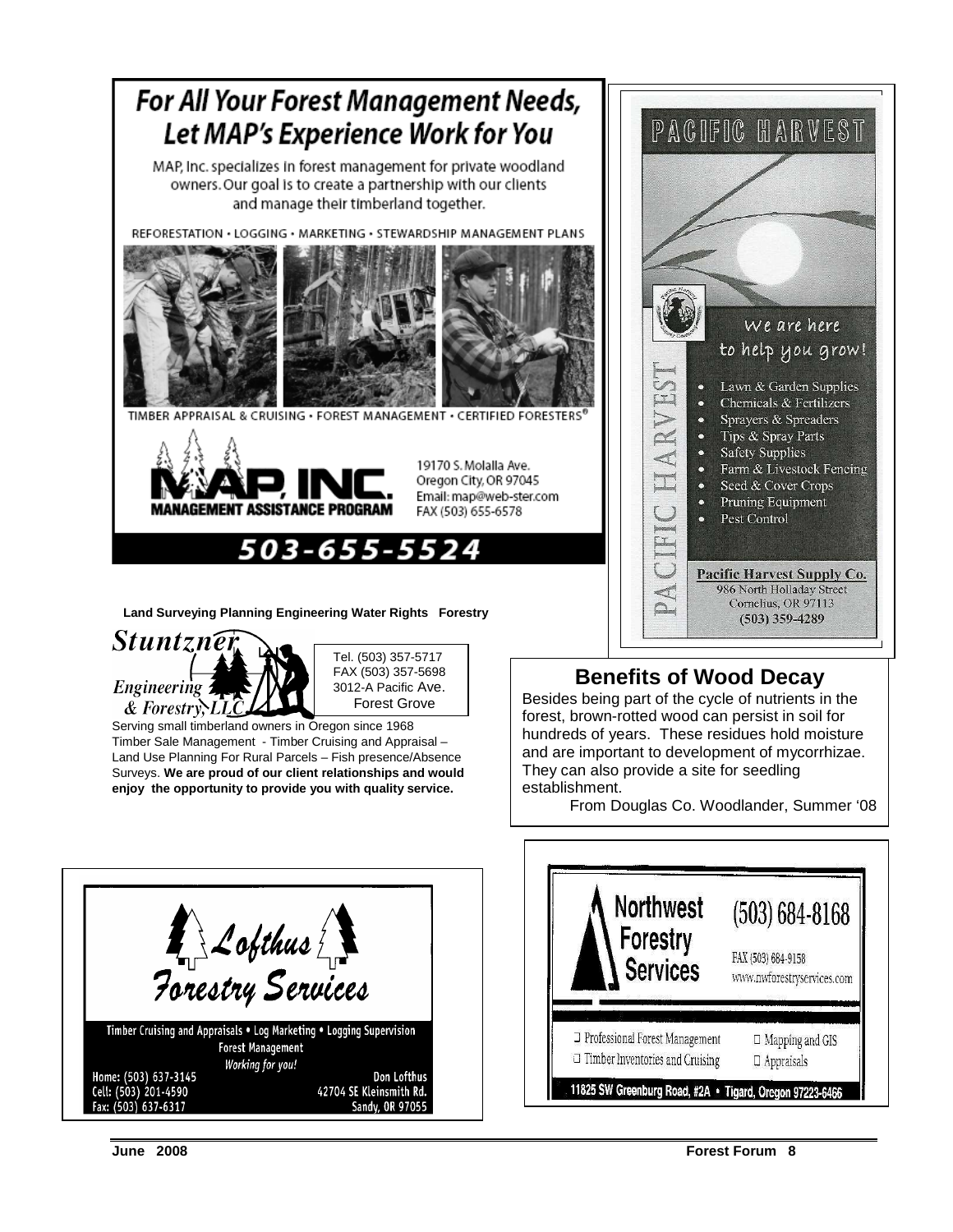## For All Your Forest Management Needs, Let MAP's Experience Work for You

MAP, Inc. specializes in forest management for private woodland owners. Our goal is to create a partnership with our clients and manage their timberland together.

REFORESTATION • LOGGING • MARKETING • STEWARDSHIP MANAGEMENT PLANS

TIMBER APPRAISAL & CRUISING • FOREST MANAGEMENT • CERTIFIED FORESTERS®

**MAP, INC.**
**MANAGEMENT ASSISTANCE PROGRAM**

19170 S. Molalla Ave.
Oregon City, OR 97045
Email: map@web-ster.com
FAX (503) 655-6578

**503-655-5524**

---

PACIFIC HARVEST

We are here to help you grow!

- Lawn & Garden Supplies
- Chemicals & Fertilizers
- Sprayers & Spreaders
- Tips & Spray Parts
- Safety Supplies
- Farm & Livestock Fencing
- Seed & Cover Crops
- Pruning Equipment
- Pest Control

**Pacific Harvest Supply Co.**
986 North Holladay Street
Cornelius, OR 97113
**(503) 359-4289**

---

**Land Surveying Planning Engineering Water Rights Forestry**

*Stuntzner Engineering & Forestry, LLC*

Tel. (503) 357-5717
FAX (503) 357-5698
3012-A Pacific Ave.
Forest Grove

Serving small timberland owners in Oregon since 1968
Timber Sale Management - Timber Cruising and Appraisal – Land Use Planning For Rural Parcels – Fish presence/Absence Surveys. **We are proud of our client relationships and would enjoy the opportunity to provide you with quality service.**

---

## Benefits of Wood Decay

Besides being part of the cycle of nutrients in the forest, brown-rotted wood can persist in soil for hundreds of years. These residues hold moisture and are important to development of mycorrhizae. They can also provide a site for seedling establishment.

From Douglas Co. Woodlander, Summer '08

---

*Lofthus Forestry Services*

Timber Cruising and Appraisals • Log Marketing • Logging Supervision
Forest Management
*Working for you!*

Home: (503) 637-3145
Cell: (503) 201-4590
Fax: (503) 637-6317

Don Lofthus
42704 SE Kleinsmith Rd.
Sandy, OR 97055

---

**Northwest Forestry Services**

(503) 684-8168

FAX (503) 684-9158
www.nwforestryservices.com

- Professional Forest Management
- Timber Inventories and Cruising
- Mapping and GIS
- Appraisals

11825 SW Greenburg Road, #2A • Tigard, Oregon 97223-6466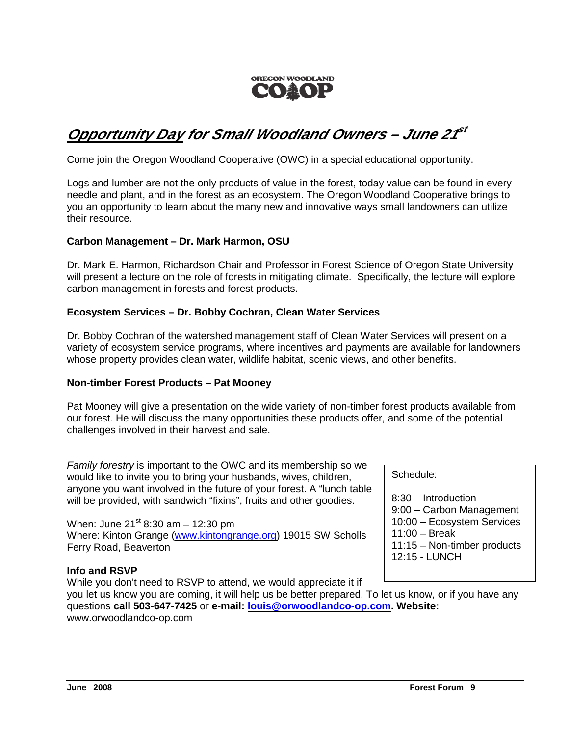OREGON WOODLAND CO-OP

# *Opportunity Day for Small Woodland Owners – June 21st*

Come join the Oregon Woodland Cooperative (OWC) in a special educational opportunity.

Logs and lumber are not the only products of value in the forest, today value can be found in every needle and plant, and in the forest as an ecosystem. The Oregon Woodland Cooperative brings to you an opportunity to learn about the many new and innovative ways small landowners can utilize their resource.

**Carbon Management – Dr. Mark Harmon, OSU**

Dr. Mark E. Harmon, Richardson Chair and Professor in Forest Science of Oregon State University will present a lecture on the role of forests in mitigating climate. Specifically, the lecture will explore carbon management in forests and forest products.

**Ecosystem Services – Dr. Bobby Cochran, Clean Water Services**

Dr. Bobby Cochran of the watershed management staff of Clean Water Services will present on a variety of ecosystem service programs, where incentives and payments are available for landowners whose property provides clean water, wildlife habitat, scenic views, and other benefits.

**Non-timber Forest Products – Pat Mooney**

Pat Mooney will give a presentation on the wide variety of non-timber forest products available from our forest. He will discuss the many opportunities these products offer, and some of the potential challenges involved in their harvest and sale.

*Family forestry* is important to the OWC and its membership so we would like to invite you to bring your husbands, wives, children, anyone you want involved in the future of your forest. A "lunch table will be provided, with sandwich "fixins", fruits and other goodies.

When: June 21st 8:30 am – 12:30 pm
Where: Kinton Grange (www.kintongrange.org) 19015 SW Scholls Ferry Road, Beaverton

Schedule:

8:30 – Introduction
9:00 – Carbon Management
10:00 – Ecosystem Services
11:00 – Break
11:15 – Non-timber products
12:15 - LUNCH

**Info and RSVP**

While you don't need to RSVP to attend, we would appreciate it if you let us know you are coming, it will help us be better prepared. To let us know, or if you have any questions **call 503-647-7425** or **e-mail: louis@orwoodlandco-op.com. Website:** www.orwoodlandco-op.com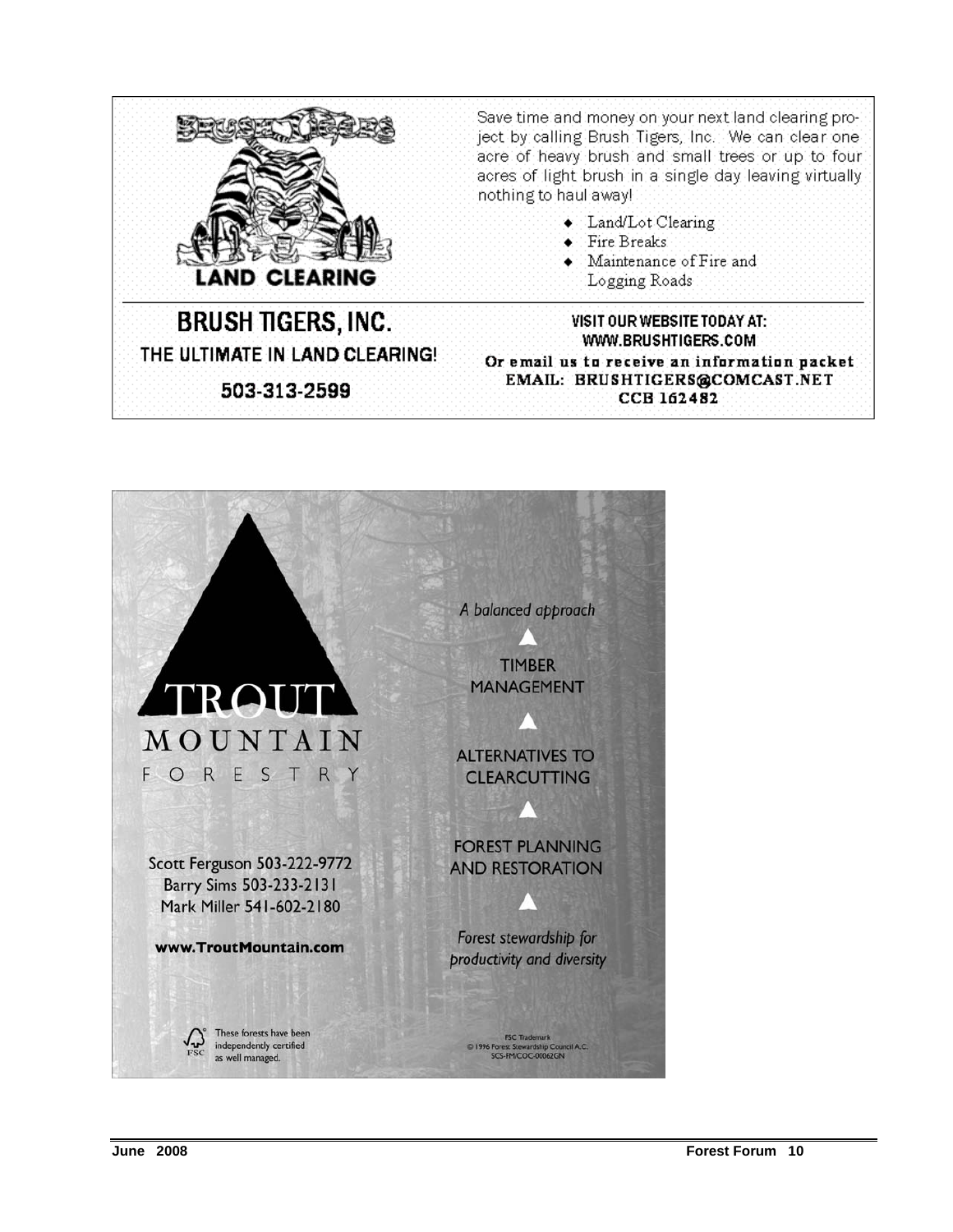**BRUSH TIGERS**

**LAND CLEARING**

Save time and money on your next land clearing project by calling Brush Tigers, Inc. We can clear one acre of heavy brush and small trees or up to four acres of light brush in a single day leaving virtually nothing to haul away!

- Land/Lot Clearing
- Fire Breaks
- Maintenance of Fire and Logging Roads

## BRUSH TIGERS, INC.

THE ULTIMATE IN LAND CLEARING!

503-313-2599

VISIT OUR WEBSITE TODAY AT:
WWW.BRUSHTIGERS.COM

Or email us to receive an information packet
EMAIL: BRUSHTIGERS@COMCAST.NET
CCB 162482

## TROUT MOUNTAIN FORESTRY

*A balanced approach*

TIMBER MANAGEMENT

ALTERNATIVES TO CLEARCUTTING

FOREST PLANNING AND RESTORATION

*Forest stewardship for productivity and diversity*

Scott Ferguson 503-222-9772
Barry Sims 503-233-2131
Mark Miller 541-602-2180

**www.TroutMountain.com**

These forests have been independently certified as well managed.

FSC Trademark
© 1996 Forest Stewardship Council A.C.
SCS-FM/COC-00062GN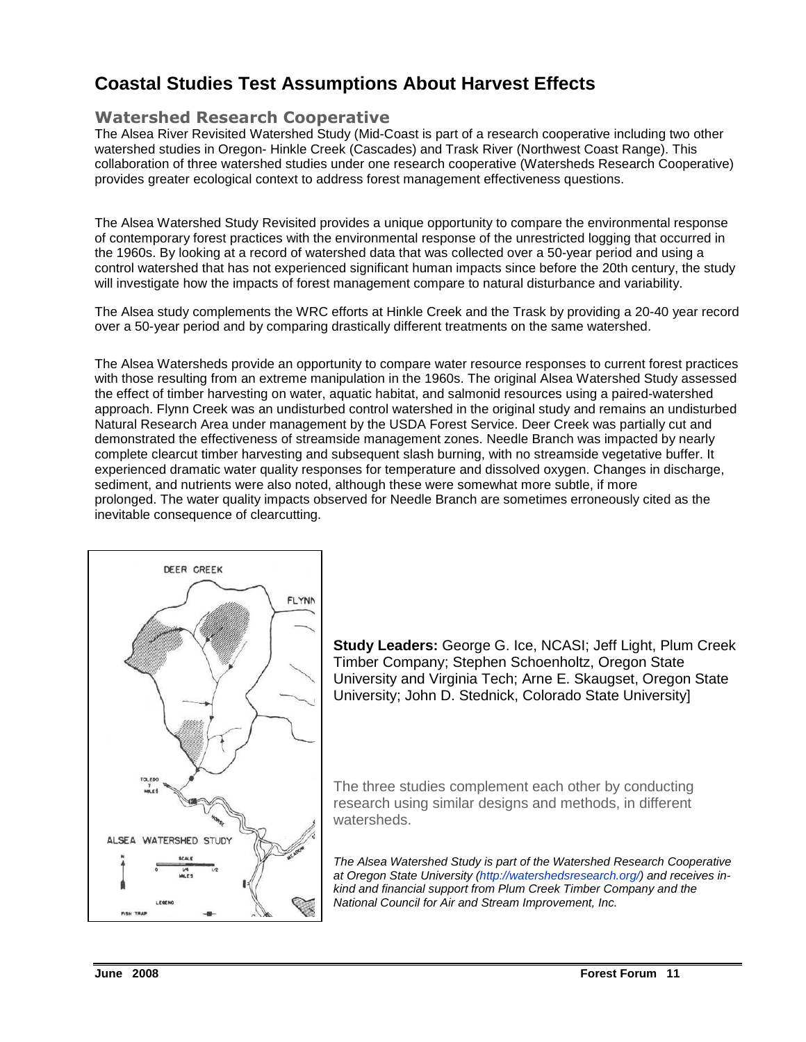# Coastal Studies Test Assumptions About Harvest Effects

## Watershed Research Cooperative

The Alsea River Revisited Watershed Study (Mid-Coast is part of a research cooperative including two other watershed studies in Oregon- Hinkle Creek (Cascades) and Trask River (Northwest Coast Range). This collaboration of three watershed studies under one research cooperative (Watersheds Research Cooperative) provides greater ecological context to address forest management effectiveness questions.

The Alsea Watershed Study Revisited provides a unique opportunity to compare the environmental response of contemporary forest practices with the environmental response of the unrestricted logging that occurred in the 1960s. By looking at a record of watershed data that was collected over a 50-year period and using a control watershed that has not experienced significant human impacts since before the 20th century, the study will investigate how the impacts of forest management compare to natural disturbance and variability.

The Alsea study complements the WRC efforts at Hinkle Creek and the Trask by providing a 20-40 year record over a 50-year period and by comparing drastically different treatments on the same watershed.

The Alsea Watersheds provide an opportunity to compare water resource responses to current forest practices with those resulting from an extreme manipulation in the 1960s. The original Alsea Watershed Study assessed the effect of timber harvesting on water, aquatic habitat, and salmonid resources using a paired-watershed approach. Flynn Creek was an undisturbed control watershed in the original study and remains an undisturbed Natural Research Area under management by the USDA Forest Service. Deer Creek was partially cut and demonstrated the effectiveness of streamside management zones. Needle Branch was impacted by nearly complete clearcut timber harvesting and subsequent slash burning, with no streamside vegetative buffer. It experienced dramatic water quality responses for temperature and dissolved oxygen. Changes in discharge, sediment, and nutrients were also noted, although these were somewhat more subtle, if more prolonged. The water quality impacts observed for Needle Branch are sometimes erroneously cited as the inevitable consequence of clearcutting.

**Study Leaders:** George G. Ice, NCASI; Jeff Light, Plum Creek Timber Company; Stephen Schoenholtz, Oregon State University and Virginia Tech; Arne E. Skaugset, Oregon State University; John D. Stednick, Colorado State University]

The three studies complement each other by conducting research using similar designs and methods, in different watersheds.

*The Alsea Watershed Study is part of the Watershed Research Cooperative at Oregon State University (http://watershedsresearch.org/) and receives in-kind and financial support from Plum Creek Timber Company and the National Council for Air and Stream Improvement, Inc.*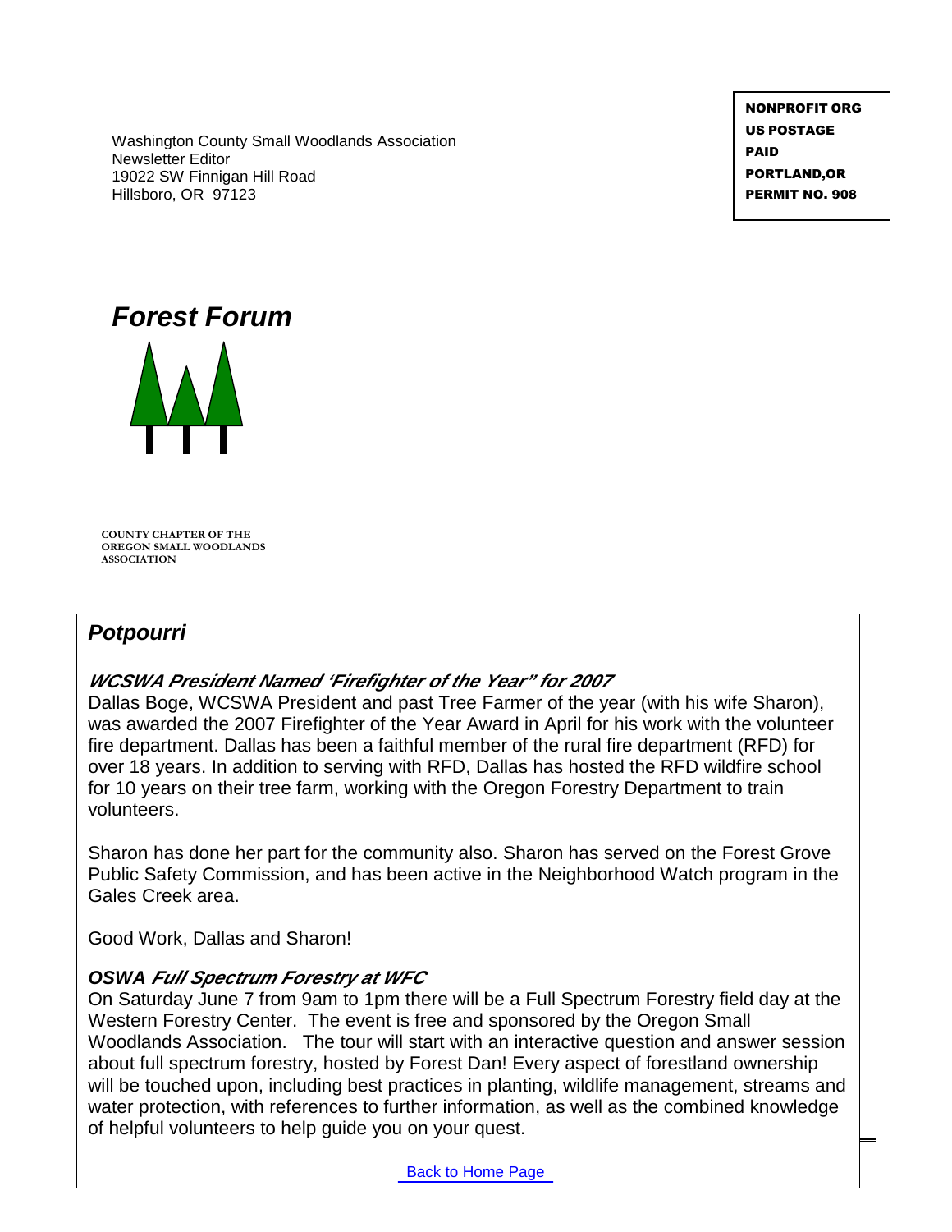Washington County Small Woodlands Association
Newsletter Editor
19022 SW Finnigan Hill Road
Hillsboro, OR 97123

NONPROFIT ORG
US POSTAGE
PAID
PORTLAND,OR
PERMIT NO. 908

# *Forest Forum*

COUNTY CHAPTER OF THE
OREGON SMALL WOODLANDS
ASSOCIATION

## *Potpourri*

### *WCSWA President Named 'Firefighter of the Year" for 2007*

Dallas Boge, WCSWA President and past Tree Farmer of the year (with his wife Sharon), was awarded the 2007 Firefighter of the Year Award in April for his work with the volunteer fire department. Dallas has been a faithful member of the rural fire department (RFD) for over 18 years. In addition to serving with RFD, Dallas has hosted the RFD wildfire school for 10 years on their tree farm, working with the Oregon Forestry Department to train volunteers.

Sharon has done her part for the community also. Sharon has served on the Forest Grove Public Safety Commission, and has been active in the Neighborhood Watch program in the Gales Creek area.

Good Work, Dallas and Sharon!

### *OSWA Full Spectrum Forestry at WFC*

On Saturday June 7 from 9am to 1pm there will be a Full Spectrum Forestry field day at the Western Forestry Center. The event is free and sponsored by the Oregon Small Woodlands Association. The tour will start with an interactive question and answer session about full spectrum forestry, hosted by Forest Dan! Every aspect of forestland ownership will be touched upon, including best practices in planting, wildlife management, streams and water protection, with references to further information, as well as the combined knowledge of helpful volunteers to help guide you on your quest.

Back to Home Page